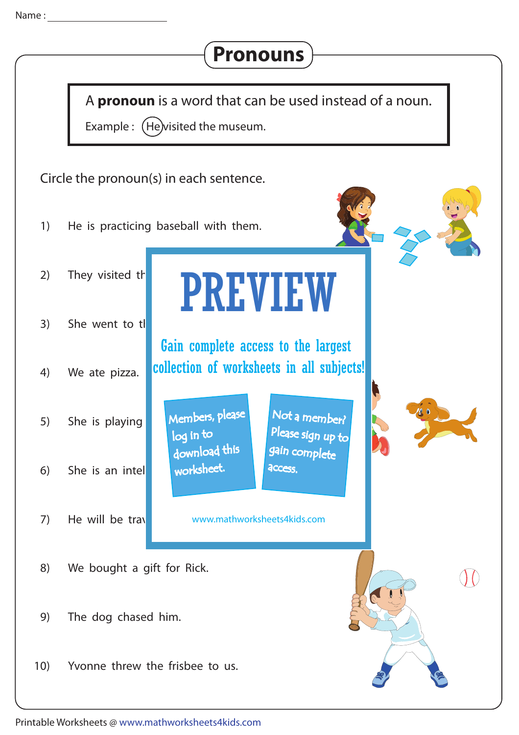Name : ____________________

# Pronouns

A **pronoun** is a word that can be used instead of a noun.

Example : (He) visited the museum.

Circle the pronoun(s) in each sentence.

1) He is practicing baseball with them.

2) They visited th

3) She went to tl

4) We ate pizza.

5) She is playing

6) She is an intel

7) He will be trav

8) We bought a gift for Rick.

9) The dog chased him.

10) Yvonne threw the frisbee to us.

PREVIEW

Gain complete access to the largest collection of worksheets in all subjects!

Members, please log in to download this worksheet.

Not a member? Please sign up to gain complete access.

www.mathworksheets4kids.com

Printable Worksheets @ www.mathworksheets4kids.com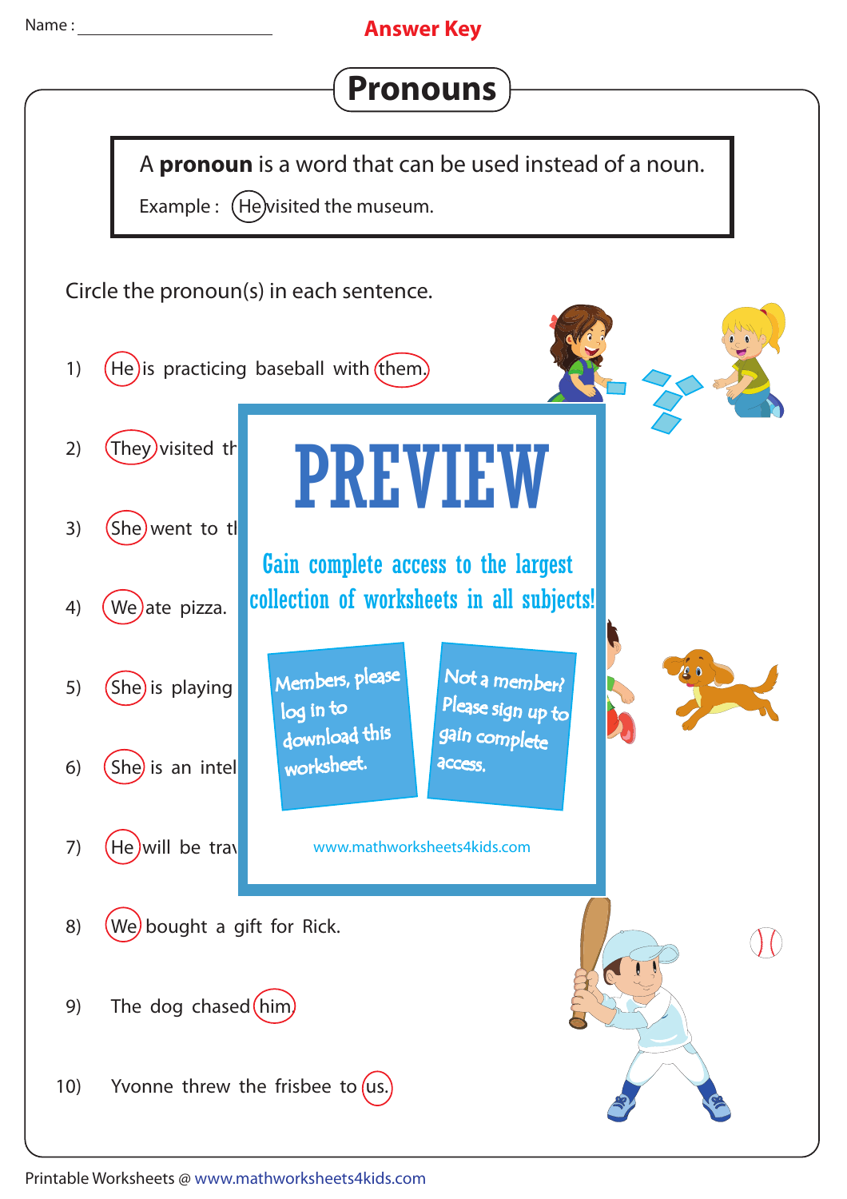Name : ______________________

**Answer Key**

# Pronouns

A **pronoun** is a word that can be used instead of a noun.

Example : (He) visited the museum.

Circle the pronoun(s) in each sentence.

1) (He) is practicing baseball with (them).

2) (They) visited th

3) (She) went to th

4) (We) ate pizza.

5) (She) is playing

6) (She) is an intel

7) (He) will be trav

8) (We) bought a gift for Rick.

9) The dog chased (him).

10) Yvonne threw the frisbee to (us).

PREVIEW

Gain complete access to the largest collection of worksheets in all subjects!

Members, please log in to download this worksheet.

Not a member? Please sign up to gain complete access.

www.mathworksheets4kids.com

Printable Worksheets @ www.mathworksheets4kids.com